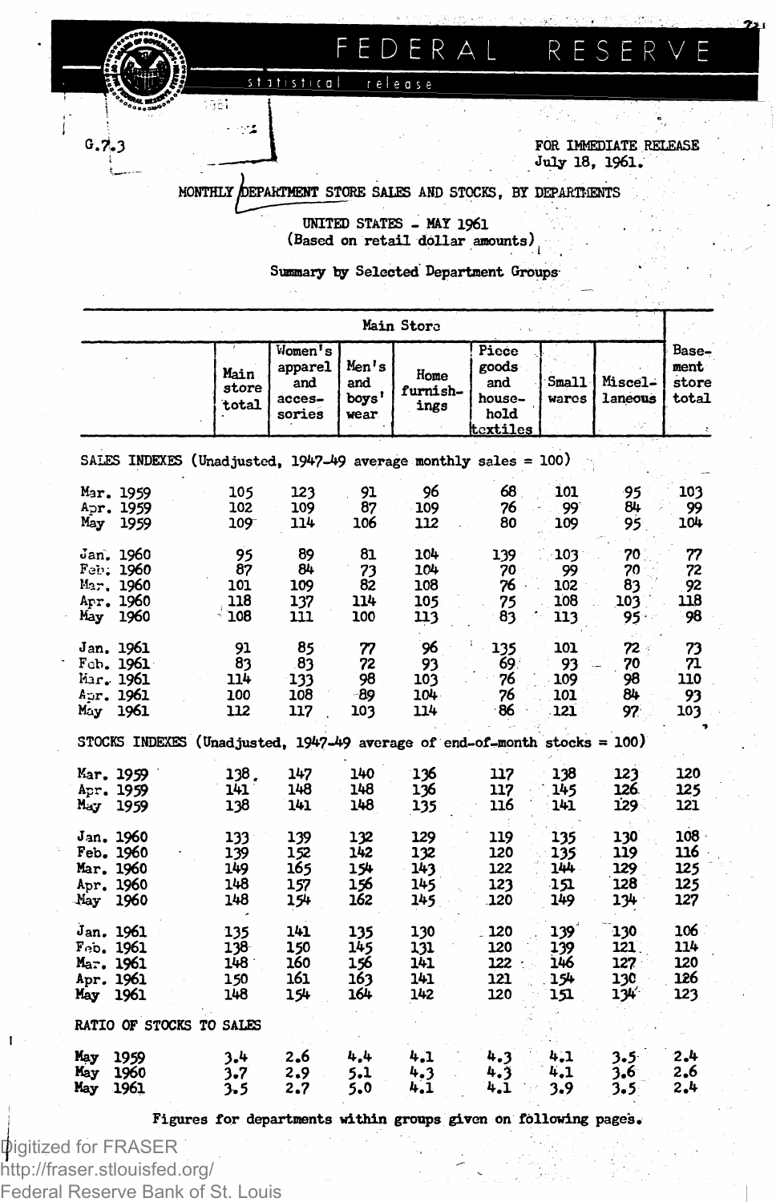# FEDERAL RESERVE

statistical release

G.7.3

FOR IMMEDIATE RELEASE
July 18, 1961.

## MONTHLY DEPARTMENT STORE SALES AND STOCKS, BY DEPARTMENTS

UNITED STATES - MAY 1961
(Based on retail dollar amounts)

Summary by Selected Department Groups

| | Main Store | | | | | | | Basement store total |
|---|---|---|---|---|---|---|---|---|
| | Main store total | Women's apparel and accessories | Men's and boys' wear | Home furnishings | Piece goods and household textiles | Small wares | Miscellaneous | |
| **SALES INDEXES (Unadjusted, 1947-49 average monthly sales = 100)** | | | | | | | | |
| Mar. 1959 | 105 | 123 | 91 | 96 | 68 | 101 | 95 | 103 |
| Apr. 1959 | 102 | 109 | 87 | 109 | 76 | 99 | 84 | 99 |
| May 1959 | 109 | 114 | 106 | 112 | 80 | 109 | 95 | 104 |
| Jan. 1960 | 95 | 89 | 81 | 104 | 139 | 103 | 70 | 77 |
| Feb. 1960 | 87 | 84 | 73 | 104 | 70 | 99 | 70 | 72 |
| Mar. 1960 | 101 | 109 | 82 | 108 | 76 | 102 | 83 | 92 |
| Apr. 1960 | 118 | 137 | 114 | 105 | 75 | 108 | 103 | 118 |
| May 1960 | 108 | 111 | 100 | 113 | 83 | 113 | 95 | 98 |
| Jan. 1961 | 91 | 85 | 77 | 96 | 135 | 101 | 72 | 73 |
| Feb. 1961 | 83 | 83 | 72 | 93 | 69 | 93 | 70 | 71 |
| Mar. 1961 | 114 | 133 | 98 | 103 | 76 | 109 | 98 | 110 |
| Apr. 1961 | 100 | 108 | 89 | 104 | 76 | 101 | 84 | 93 |
| May 1961 | 112 | 117 | 103 | 114 | 86 | 121 | 97 | 103 |
| **STOCKS INDEXES (Unadjusted, 1947-49 average of end-of-month stocks = 100)** | | | | | | | | |
| Mar. 1959 | 138 | 147 | 140 | 136 | 117 | 138 | 123 | 120 |
| Apr. 1959 | 141 | 148 | 148 | 136 | 117 | 145 | 126 | 125 |
| May 1959 | 138 | 141 | 148 | 135 | 116 | 141 | 129 | 121 |
| Jan. 1960 | 133 | 139 | 132 | 129 | 119 | 135 | 130 | 108 |
| Feb. 1960 | 139 | 152 | 142 | 132 | 120 | 135 | 119 | 116 |
| Mar. 1960 | 149 | 165 | 154 | 143 | 122 | 144 | 129 | 125 |
| Apr. 1960 | 148 | 157 | 156 | 145 | 123 | 151 | 128 | 125 |
| May 1960 | 148 | 154 | 162 | 145 | 120 | 149 | 134 | 127 |
| Jan. 1961 | 135 | 141 | 135 | 130 | 120 | 139 | 130 | 106 |
| Feb. 1961 | 138 | 150 | 145 | 131 | 120 | 139 | 121 | 114 |
| Mar. 1961 | 148 | 160 | 156 | 141 | 122 | 146 | 127 | 120 |
| Apr. 1961 | 150 | 161 | 163 | 141 | 121 | 154 | 130 | 126 |
| May 1961 | 148 | 154 | 164 | 142 | 120 | 151 | 134 | 123 |
| **RATIO OF STOCKS TO SALES** | | | | | | | | |
| May 1959 | 3.4 | 2.6 | 4.4 | 4.1 | 4.3 | 4.1 | 3.5 | 2.4 |
| May 1960 | 3.7 | 2.9 | 5.1 | 4.3 | 4.3 | 4.1 | 3.6 | 2.6 |
| May 1961 | 3.5 | 2.7 | 5.0 | 4.1 | 4.1 | 3.9 | 3.5 | 2.4 |

Figures for departments within groups given on following pages.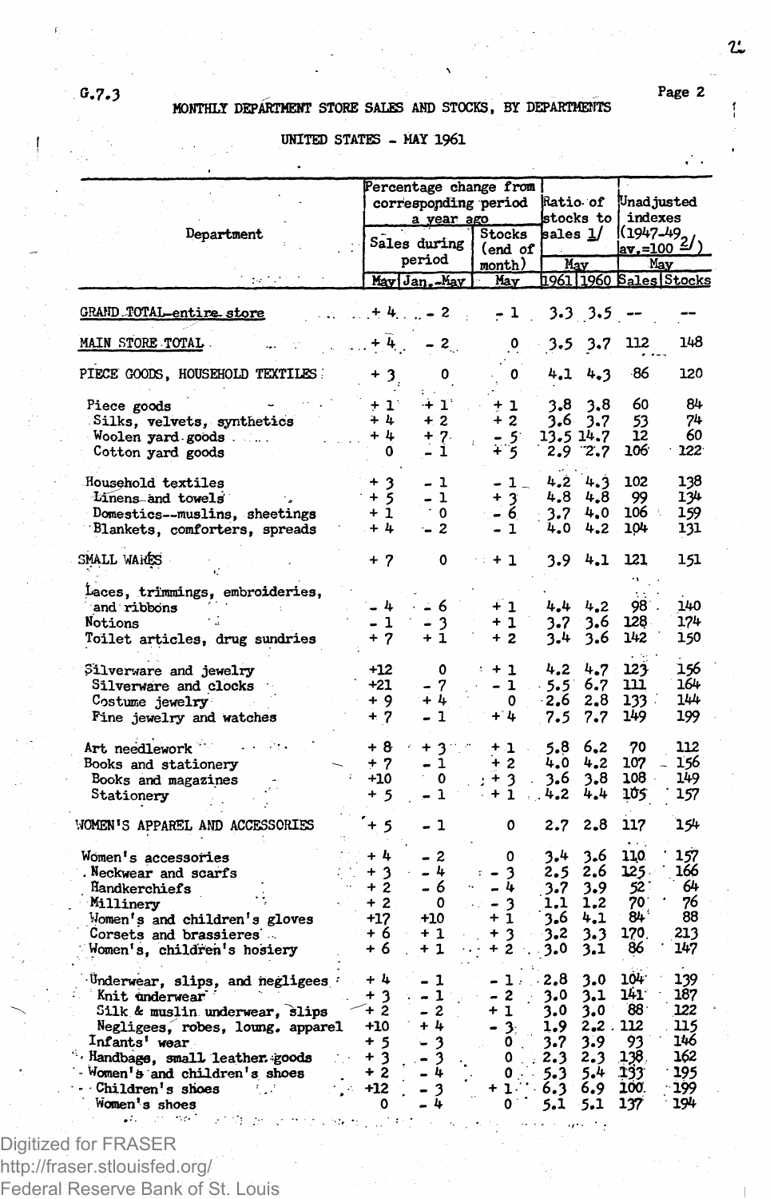G.7.3

## MONTHLY DEPARTMENT STORE SALES AND STOCKS, BY DEPARTMENTS

UNITED STATES - MAY 1961

| Department | Percentage change from corresponding period a year ago | | | Ratio of stocks to sales 1/ | | Unadjusted indexes (1947-49 av.=100 2/) | |
|---|---|---|---|---|---|---|---|
| | Sales during period | | Stocks (end of month) | May | | May | |
| | May | Jan.-May | May | 1961 | 1960 | Sales | Stocks |
| GRAND TOTAL-entire store | + 4 | - 2 | - 1 | 3.3 | 3.5 | -- | -- |
| MAIN STORE TOTAL | + 4 | - 2 | 0 | 3.5 | 3.7 | 112 | 148 |
| PIECE GOODS, HOUSEHOLD TEXTILES | + 3 | 0 | 0 | 4.1 | 4.3 | 86 | 120 |
| Piece goods | + 1 | + 1 | + 1 | 3.8 | 3.8 | 60 | 84 |
| Silks, velvets, synthetics | + 4 | + 2 | + 2 | 3.6 | 3.7 | 53 | 74 |
| Woolen yard goods | + 4 | + 7 | - 5 | 13.5 | 14.7 | 12 | 60 |
| Cotton yard goods | 0 | - 1 | + 5 | 2.9 | 2.7 | 106 | 122 |
| Household textiles | + 3 | - 1 | - 1 | 4.2 | 4.3 | 102 | 138 |
| Linens and towels | + 5 | - 1 | + 3 | 4.8 | 4.8 | 99 | 134 |
| Domestics--muslins, sheetings | + 1 | 0 | - 6 | 3.7 | 4.0 | 106 | 159 |
| Blankets, comforters, spreads | + 4 | - 2 | - 1 | 4.0 | 4.2 | 104 | 131 |
| SMALL WARES | + 7 | 0 | + 1 | 3.9 | 4.1 | 121 | 151 |
| Laces, trimmings, embroideries, and ribbons | - 4 | - 6 | + 1 | 4.4 | 4.2 | 98 | 140 |
| Notions | - 1 | - 3 | + 1 | 3.7 | 3.6 | 128 | 174 |
| Toilet articles, drug sundries | + 7 | + 1 | + 2 | 3.4 | 3.6 | 142 | 150 |
| Silverware and jewelry | +12 | 0 | + 1 | 4.2 | 4.7 | 123 | 156 |
| Silverware and clocks | +21 | - 7 | - 1 | 5.5 | 6.7 | 111 | 164 |
| Costume jewelry | + 9 | + 4 | 0 | 2.6 | 2.8 | 133 | 144 |
| Fine jewelry and watches | + 7 | - 1 | + 4 | 7.5 | 7.7 | 149 | 199 |
| Art needlework | + 8 | + 3 | + 1 | 5.8 | 6.2 | 70 | 112 |
| Books and stationery | + 7 | - 1 | + 2 | 4.0 | 4.2 | 107 | 156 |
| Books and magazines | +10 | 0 | + 3 | 3.6 | 3.8 | 108 | 149 |
| Stationery | + 5 | - 1 | + 1 | 4.2 | 4.4 | 105 | 157 |
| WOMEN'S APPAREL AND ACCESSORIES | + 5 | - 1 | 0 | 2.7 | 2.8 | 117 | 154 |
| Women's accessories | + 4 | - 2 | 0 | 3.4 | 3.6 | 110 | 157 |
| Neckwear and scarfs | + 3 | - 4 | - 3 | 2.5 | 2.6 | 125 | 166 |
| Handkerchiefs | + 2 | - 6 | - 4 | 3.7 | 3.9 | 52 | 64 |
| Millinery | + 2 | 0 | - 3 | 1.1 | 1.2 | 70 | 76 |
| Women's and children's gloves | +17 | +10 | + 1 | 3.6 | 4.1 | 84 | 88 |
| Corsets and brassieres | + 6 | + 1 | + 3 | 3.2 | 3.3 | 170 | 213 |
| Women's, children's hosiery | + 6 | + 1 | + 2 | 3.0 | 3.1 | 86 | 147 |
| Underwear, slips, and negligees | + 4 | - 1 | - 1 | 2.8 | 3.0 | 104 | 139 |
| Knit underwear | + 3 | - 1 | - 2 | 3.0 | 3.1 | 141 | 187 |
| Silk & muslin underwear, slips | + 2 | - 2 | + 1 | 3.0 | 3.0 | 88 | 122 |
| Negligees, robes, loung. apparel | +10 | + 4 | - 3 | 1.9 | 2.2 | 112 | 115 |
| Infants' wear | + 5 | - 3 | 0 | 3.7 | 3.9 | 93 | 146 |
| Handbags, small leather goods | + 3 | - 3 | 0 | 2.3 | 2.3 | 138 | 162 |
| Women's and children's shoes | + 2 | - 4 | 0 | 5.3 | 5.4 | 133 | 195 |
| Children's shoes | +12 | - 3 | + 1 | 6.3 | 6.9 | 100 | 199 |
| Women's shoes | 0 | - 4 | 0 | 5.1 | 5.1 | 137 | 194 |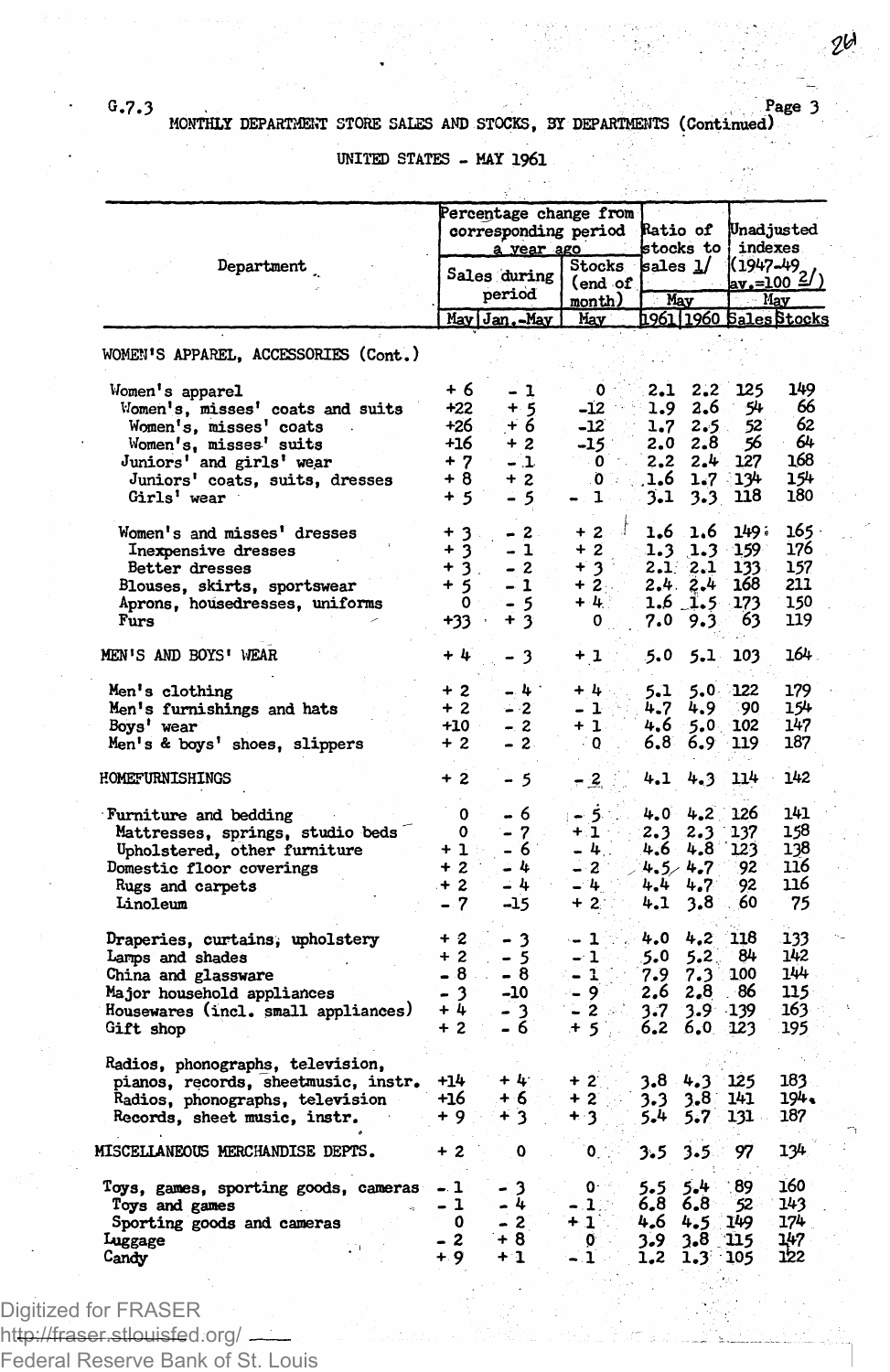G.7.3

MONTHLY DEPARTMENT STORE SALES AND STOCKS, BY DEPARTMENTS (Continued)

UNITED STATES - MAY 1961

| Department | Percentage change from corresponding period a year ago | | | Ratio of stocks to sales 1/ | | Unadjusted indexes (1947-49 av.=100 2/) | |
|---|---|---|---|---|---|---|---|
| | Sales during period | | Stocks (end of month) | May | | May | |
| | May | Jan.-May | May | 1961 | 1960 | Sales | Stocks |
| WOMEN'S APPAREL, ACCESSORIES (Cont.) | | | | | | | |
| Women's apparel | + 6 | - 1 | 0 | 2.1 | 2.2 | 125 | 149 |
| Women's, misses' coats and suits | +22 | + 5 | -12 | 1.9 | 2.6 | 54 | 66 |
| Women's, misses' coats | +26 | + 6 | -12 | 1.7 | 2.5 | 52 | 62 |
| Women's, misses' suits | +16 | + 2 | -15 | 2.0 | 2.8 | 56 | 64 |
| Juniors' and girls' wear | + 7 | - 1 | 0 | 2.2 | 2.4 | 127 | 168 |
| Juniors' coats, suits, dresses | + 8 | + 2 | 0 | 1.6 | 1.7 | 134 | 154 |
| Girls' wear | + 5 | - 5 | - 1 | 3.1 | 3.3 | 118 | 180 |
| Women's and misses' dresses | + 3 | - 2 | + 2 | 1.6 | 1.6 | 149 | 165 |
| Inexpensive dresses | + 3 | - 1 | + 2 | 1.3 | 1.3 | 159 | 176 |
| Better dresses | + 3 | - 2 | + 3 | 2.1 | 2.1 | 133 | 157 |
| Blouses, skirts, sportswear | + 5 | - 1 | + 2 | 2.4 | 2.4 | 168 | 211 |
| Aprons, housedresses, uniforms | 0 | - 5 | + 4 | 1.6 | 1.5 | 173 | 150 |
| Furs | +33 | + 3 | 0 | 7.0 | 9.3 | 63 | 119 |
| MEN'S AND BOYS' WEAR | + 4 | - 3 | + 1 | 5.0 | 5.1 | 103 | 164 |
| Men's clothing | + 2 | - 4 | + 4 | 5.1 | 5.0 | 122 | 179 |
| Men's furnishings and hats | + 2 | - 2 | - 1 | 4.7 | 4.9 | 90 | 154 |
| Boys' wear | +10 | - 2 | + 1 | 4.6 | 5.0 | 102 | 147 |
| Men's & boys' shoes, slippers | + 2 | - 2 | 0 | 6.8 | 6.9 | 119 | 187 |
| HOMEFURNISHINGS | + 2 | - 5 | - 2 | 4.1 | 4.3 | 114 | 142 |
| Furniture and bedding | 0 | - 6 | - 5 | 4.0 | 4.2 | 126 | 141 |
| Mattresses, springs, studio beds | 0 | - 7 | + 1 | 2.3 | 2.3 | 137 | 158 |
| Upholstered, other furniture | + 1 | - 6 | - 4 | 4.6 | 4.8 | 123 | 138 |
| Domestic floor coverings | + 2 | - 4 | - 2 | 4.5 | 4.7 | 92 | 116 |
| Rugs and carpets | + 2 | - 4 | - 4 | 4.4 | 4.7 | 92 | 116 |
| Linoleum | - 7 | -15 | + 2 | 4.1 | 3.8 | 60 | 75 |
| Draperies, curtains, upholstery | + 2 | - 3 | - 1 | 4.0 | 4.2 | 118 | 133 |
| Lamps and shades | + 2 | - 5 | - 1 | 5.0 | 5.2 | 84 | 142 |
| China and glassware | - 8 | - 8 | - 1 | 7.9 | 7.3 | 100 | 144 |
| Major household appliances | - 3 | -10 | - 9 | 2.6 | 2.8 | 86 | 115 |
| Housewares (incl. small appliances) | + 4 | - 3 | - 2 | 3.7 | 3.9 | 139 | 163 |
| Gift shop | + 2 | - 6 | + 5 | 6.2 | 6.0 | 123 | 195 |
| Radios, phonographs, television, pianos, records, sheetmusic, instr. | +14 | + 4 | + 2 | 3.8 | 4.3 | 125 | 183 |
| Radios, phonographs, television | +16 | + 6 | + 2 | 3.3 | 3.8 | 141 | 194 |
| Records, sheet music, instr. | + 9 | + 3 | + 3 | 5.4 | 5.7 | 131 | 187 |
| MISCELLANEOUS MERCHANDISE DEPTS. | + 2 | 0 | 0 | 3.5 | 3.5 | 97 | 134 |
| Toys, games, sporting goods, cameras | - 1 | - 3 | 0 | 5.5 | 5.4 | 89 | 160 |
| Toys and games | - 1 | - 4 | - 1 | 6.8 | 6.8 | 52 | 143 |
| Sporting goods and cameras | 0 | - 2 | + 1 | 4.6 | 4.5 | 149 | 174 |
| Luggage | - 2 | + 8 | 0 | 3.9 | 3.8 | 115 | 147 |
| Candy | + 9 | + 1 | - 1 | 1.2 | 1.3 | 105 | 122 |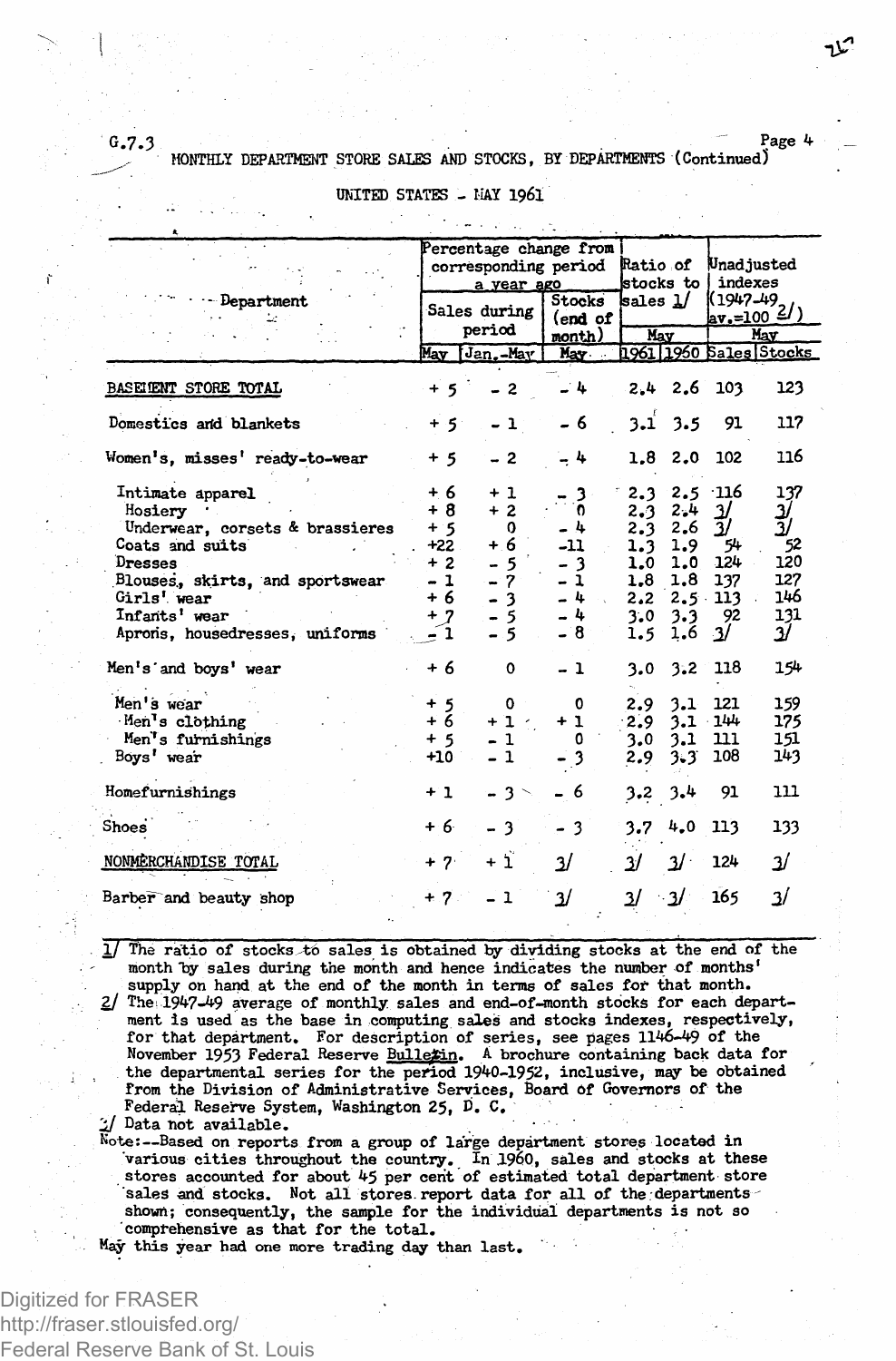G.7.3

MONTHLY DEPARTMENT STORE SALES AND STOCKS, BY DEPARTMENTS (Continued)

UNITED STATES - MAY 1961

| Department | Percentage change from corresponding period a year ago | | | Ratio of stocks to sales 1/ | | Unadjusted indexes (1947-49 av.=100 2/) | |
|---|---|---|---|---|---|---|---|
| | Sales during period | | Stocks (end of month) | May | | May | |
| | May | Jan.-May | May | 1961 | 1960 | Sales | Stocks |
| BASEMENT STORE TOTAL | + 5 | - 2 | - 4 | 2.4 | 2.6 | 103 | 123 |
| Domestics and blankets | + 5 | - 1 | - 6 | 3.1 | 3.5 | 91 | 117 |
| Women's, misses' ready-to-wear | + 5 | - 2 | - 4 | 1.8 | 2.0 | 102 | 116 |
| Intimate apparel | + 6 | + 1 | - 3 | 2.3 | 2.5 | 116 | 137 |
| Hosiery | + 8 | + 2 | 0 | 2.3 | 2.4 | 3/ | 3/ |
| Underwear, corsets & brassieres | + 5 | 0 | - 4 | 2.3 | 2.6 | 3/ | 3/ |
| Coats and suits | +22 | + 6 | -11 | 1.3 | 1.9 | 54 | 52 |
| Dresses | + 2 | - 5 | - 3 | 1.0 | 1.0 | 124 | 120 |
| Blouses, skirts, and sportswear | - 1 | - 7 | - 1 | 1.8 | 1.8 | 137 | 127 |
| Girls' wear | + 6 | - 3 | - 4 | 2.2 | 2.5 | 113 | 146 |
| Infants' wear | + 7 | - 5 | - 4 | 3.0 | 3.3 | 92 | 131 |
| Aprons, housedresses, uniforms | - 1 | - 5 | - 8 | 1.5 | 1.6 | 3/ | 3/ |
| Men's and boys' wear | + 6 | 0 | - 1 | 3.0 | 3.2 | 118 | 154 |
| Men's wear | + 5 | 0 | 0 | 2.9 | 3.1 | 121 | 159 |
| Men's clothing | + 6 | + 1 | + 1 | 2.9 | 3.1 | 144 | 175 |
| Men's furnishings | + 5 | - 1 | 0 | 3.0 | 3.1 | 111 | 151 |
| Boys' wear | +10 | - 1 | - 3 | 2.9 | 3.3 | 108 | 143 |
| Homefurnishings | + 1 | - 3 | - 6 | 3.2 | 3.4 | 91 | 111 |
| Shoes | + 6 | - 3 | - 3 | 3.7 | 4.0 | 113 | 133 |
| NONMERCHANDISE TOTAL | + 7 | + 1 | 3/ | 3/ | 3/ | 124 | 3/ |
| Barber and beauty shop | + 7 | - 1 | 3/ | 3/ | 3/ | 165 | 3/ |

1/ The ratio of stocks to sales is obtained by dividing stocks at the end of the month by sales during the month and hence indicates the number of months' supply on hand at the end of the month in terms of sales for that month.

2/ The 1947-49 average of monthly sales and end-of-month stocks for each department is used as the base in computing sales and stocks indexes, respectively, for that department. For description of series, see pages 1146-49 of the November 1953 Federal Reserve Bulletin. A brochure containing back data for the departmental series for the period 1940-1952, inclusive, may be obtained from the Division of Administrative Services, Board of Governors of the Federal Reserve System, Washington 25, D. C.

3/ Data not available.

Note:--Based on reports from a group of large department stores located in various cities throughout the country. In 1960, sales and stocks at these stores accounted for about 45 per cent of estimated total department store sales and stocks. Not all stores report data for all of the departments shown; consequently, the sample for the individual departments is not so comprehensive as that for the total.

May this year had one more trading day than last.